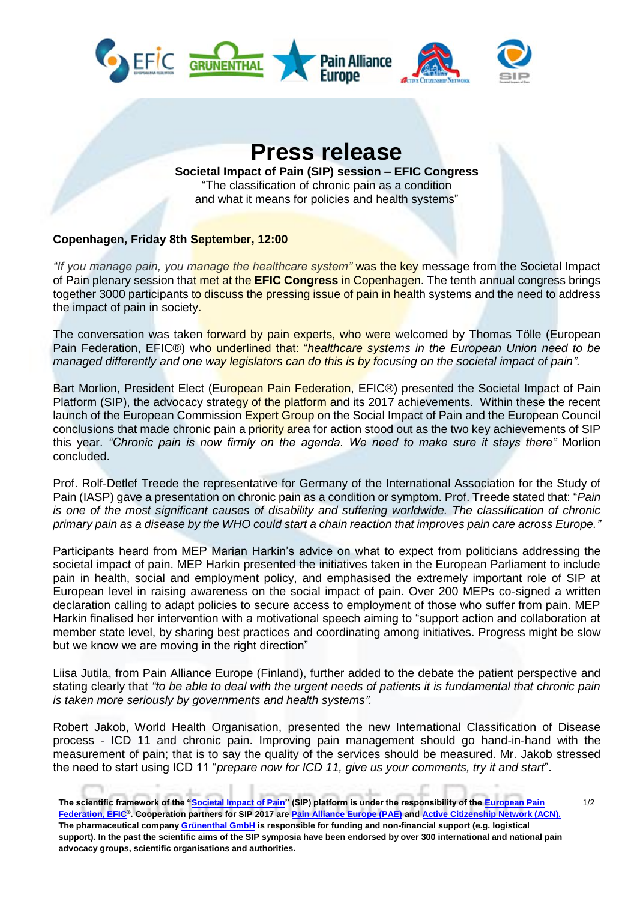# Press release

**Societal Impact of Pain (SIP) session – EFIC Congress**
"The classification of chronic pain as a condition and what it means for policies and health systems"

**Copenhagen, Friday 8th September, 12:00**

*"If you manage pain, you manage the healthcare system"* was the key message from the Societal Impact of Pain plenary session that met at the **EFIC Congress** in Copenhagen. The tenth annual congress brings together 3000 participants to discuss the pressing issue of pain in health systems and the need to address the impact of pain in society.

The conversation was taken forward by pain experts, who were welcomed by Thomas Tölle (European Pain Federation, EFIC®) who underlined that: "*healthcare systems in the European Union need to be managed differently and one way legislators can do this is by focusing on the societal impact of pain".*

Bart Morlion, President Elect (European Pain Federation, EFIC®) presented the Societal Impact of Pain Platform (SIP), the advocacy strategy of the platform and its 2017 achievements. Within these the recent launch of the European Commission Expert Group on the Social Impact of Pain and the European Council conclusions that made chronic pain a priority area for action stood out as the two key achievements of SIP this year. *"Chronic pain is now firmly on the agenda. We need to make sure it stays there"* Morlion concluded.

Prof. Rolf-Detlef Treede the representative for Germany of the International Association for the Study of Pain (IASP) gave a presentation on chronic pain as a condition or symptom. Prof. Treede stated that: "*Pain is one of the most significant causes of disability and suffering worldwide. The classification of chronic primary pain as a disease by the WHO could start a chain reaction that improves pain care across Europe."*

Participants heard from MEP Marian Harkin's advice on what to expect from politicians addressing the societal impact of pain. MEP Harkin presented the initiatives taken in the European Parliament to include pain in health, social and employment policy, and emphasised the extremely important role of SIP at European level in raising awareness on the social impact of pain. Over 200 MEPs co-signed a written declaration calling to adapt policies to secure access to employment of those who suffer from pain. MEP Harkin finalised her intervention with a motivational speech aiming to "support action and collaboration at member state level, by sharing best practices and coordinating among initiatives. Progress might be slow but we know we are moving in the right direction"

Liisa Jutila, from Pain Alliance Europe (Finland), further added to the debate the patient perspective and stating clearly that *"to be able to deal with the urgent needs of patients it is fundamental that chronic pain is taken more seriously by governments and health systems".*

Robert Jakob, World Health Organisation, presented the new International Classification of Disease process - ICD 11 and chronic pain. Improving pain management should go hand-in-hand with the measurement of pain; that is to say the quality of the services should be measured. Mr. Jakob stressed the need to start using ICD 11 "*prepare now for ICD 11, give us your comments, try it and start*".

**The scientific framework of the "Societal Impact of Pain" (SIP) platform is under the responsibility of the European Pain Federation, EFIC®. Cooperation partners for SIP 2017 are Pain Alliance Europe (PAE) and Active Citizenship Network (ACN). The pharmaceutical company Grünenthal GmbH is responsible for funding and non-financial support (e.g. logistical support). In the past the scientific aims of the SIP symposia have been endorsed by over 300 international and national pain advocacy groups, scientific organisations and authorities.**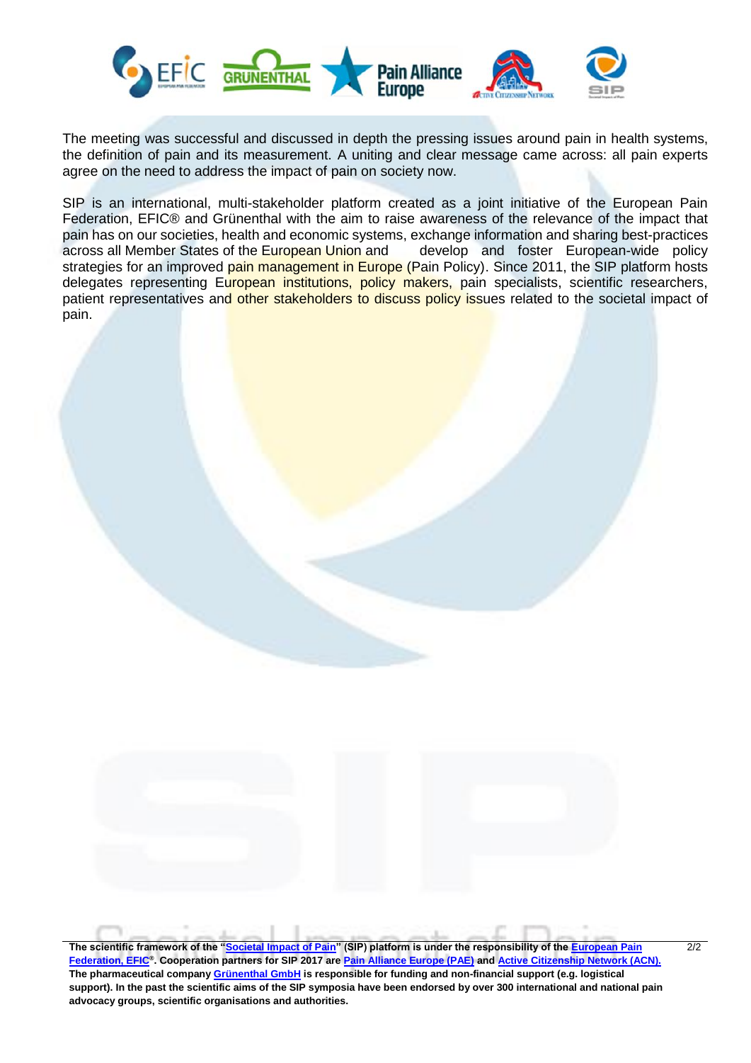The meeting was successful and discussed in depth the pressing issues around pain in health systems, the definition of pain and its measurement. A uniting and clear message came across: all pain experts agree on the need to address the impact of pain on society now.

SIP is an international, multi-stakeholder platform created as a joint initiative of the European Pain Federation, EFIC® and Grünenthal with the aim to raise awareness of the relevance of the impact that pain has on our societies, health and economic systems, exchange information and sharing best-practices across all Member States of the European Union and develop and foster European-wide policy strategies for an improved pain management in Europe (Pain Policy). Since 2011, the SIP platform hosts delegates representing European institutions, policy makers, pain specialists, scientific researchers, patient representatives and other stakeholders to discuss policy issues related to the societal impact of pain.

**The scientific framework of the "Societal Impact of Pain" (SIP) platform is under the responsibility of the European Pain Federation, EFIC®. Cooperation partners for SIP 2017 are Pain Alliance Europe (PAE) and Active Citizenship Network (ACN). The pharmaceutical company Grünenthal GmbH is responsible for funding and non-financial support (e.g. logistical support). In the past the scientific aims of the SIP symposia have been endorsed by over 300 international and national pain advocacy groups, scientific organisations and authorities.**